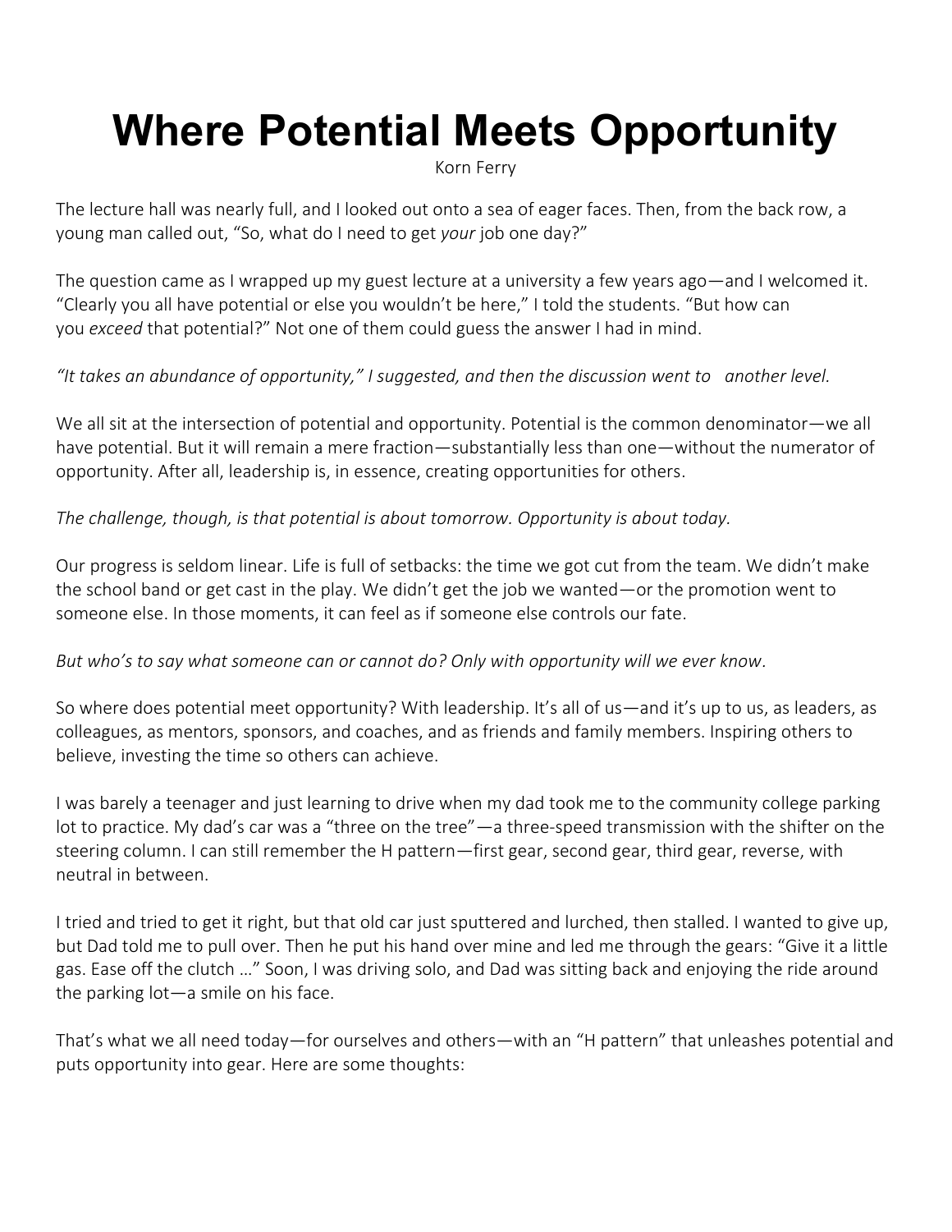# Where Potential Meets Opportunity

Korn Ferry

The lecture hall was nearly full, and I looked out onto a sea of eager faces. Then, from the back row, a young man called out, "So, what do I need to get *your* job one day?"

The question came as I wrapped up my guest lecture at a university a few years ago—and I welcomed it. "Clearly you all have potential or else you wouldn't be here," I told the students. "But how can you *exceed* that potential?" Not one of them could guess the answer I had in mind.

*"It takes an abundance of opportunity," I suggested, and then the discussion went to another level.*

We all sit at the intersection of potential and opportunity. Potential is the common denominator—we all have potential. But it will remain a mere fraction—substantially less than one—without the numerator of opportunity. After all, leadership is, in essence, creating opportunities for others.

*The challenge, though, is that potential is about tomorrow. Opportunity is about today.*

Our progress is seldom linear. Life is full of setbacks: the time we got cut from the team. We didn't make the school band or get cast in the play. We didn't get the job we wanted—or the promotion went to someone else. In those moments, it can feel as if someone else controls our fate.

*But who's to say what someone can or cannot do? Only with opportunity will we ever know.*

So where does potential meet opportunity? With leadership. It's all of us—and it's up to us, as leaders, as colleagues, as mentors, sponsors, and coaches, and as friends and family members. Inspiring others to believe, investing the time so others can achieve.

I was barely a teenager and just learning to drive when my dad took me to the community college parking lot to practice. My dad's car was a "three on the tree"—a three-speed transmission with the shifter on the steering column. I can still remember the H pattern—first gear, second gear, third gear, reverse, with neutral in between.

I tried and tried to get it right, but that old car just sputtered and lurched, then stalled. I wanted to give up, but Dad told me to pull over. Then he put his hand over mine and led me through the gears: "Give it a little gas. Ease off the clutch …" Soon, I was driving solo, and Dad was sitting back and enjoying the ride around the parking lot—a smile on his face.

That's what we all need today—for ourselves and others—with an "H pattern" that unleashes potential and puts opportunity into gear. Here are some thoughts: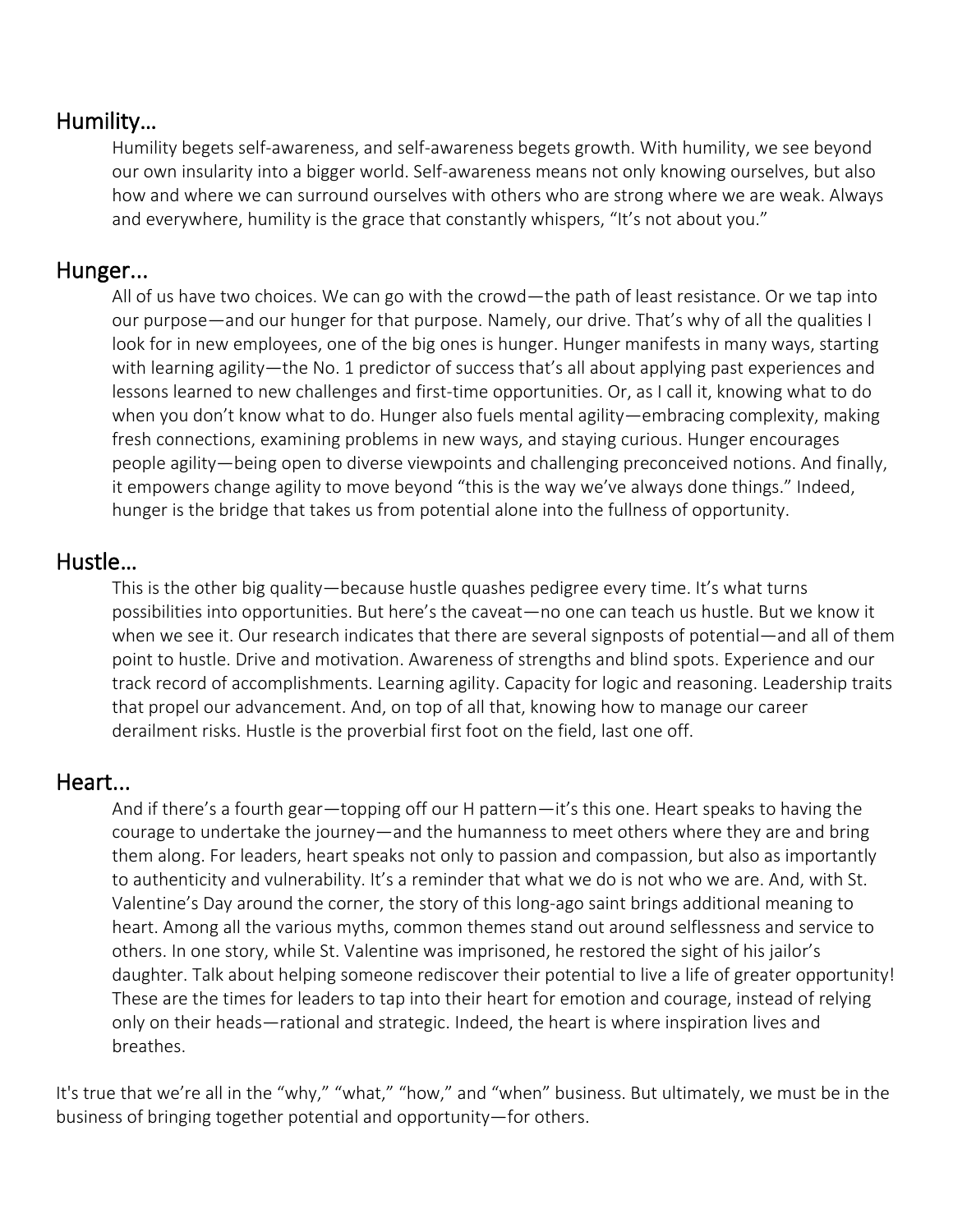## Humility…

Humility begets self-awareness, and self-awareness begets growth. With humility, we see beyond our own insularity into a bigger world. Self-awareness means not only knowing ourselves, but also how and where we can surround ourselves with others who are strong where we are weak. Always and everywhere, humility is the grace that constantly whispers, "It's not about you."

## Hunger...

All of us have two choices. We can go with the crowd—the path of least resistance. Or we tap into our purpose—and our hunger for that purpose. Namely, our drive. That's why of all the qualities I look for in new employees, one of the big ones is hunger. Hunger manifests in many ways, starting with learning agility—the No. 1 predictor of success that's all about applying past experiences and lessons learned to new challenges and first-time opportunities. Or, as I call it, knowing what to do when you don't know what to do. Hunger also fuels mental agility—embracing complexity, making fresh connections, examining problems in new ways, and staying curious. Hunger encourages people agility—being open to diverse viewpoints and challenging preconceived notions. And finally, it empowers change agility to move beyond "this is the way we've always done things." Indeed, hunger is the bridge that takes us from potential alone into the fullness of opportunity.

## Hustle…

This is the other big quality—because hustle quashes pedigree every time. It's what turns possibilities into opportunities. But here's the caveat—no one can teach us hustle. But we know it when we see it. Our research indicates that there are several signposts of potential—and all of them point to hustle. Drive and motivation. Awareness of strengths and blind spots. Experience and our track record of accomplishments. Learning agility. Capacity for logic and reasoning. Leadership traits that propel our advancement. And, on top of all that, knowing how to manage our career derailment risks. Hustle is the proverbial first foot on the field, last one off.

## Heart...

And if there's a fourth gear—topping off our H pattern—it's this one. Heart speaks to having the courage to undertake the journey—and the humanness to meet others where they are and bring them along. For leaders, heart speaks not only to passion and compassion, but also as importantly to authenticity and vulnerability. It's a reminder that what we do is not who we are. And, with St. Valentine's Day around the corner, the story of this long-ago saint brings additional meaning to heart. Among all the various myths, common themes stand out around selflessness and service to others. In one story, while St. Valentine was imprisoned, he restored the sight of his jailor's daughter. Talk about helping someone rediscover their potential to live a life of greater opportunity! These are the times for leaders to tap into their heart for emotion and courage, instead of relying only on their heads—rational and strategic. Indeed, the heart is where inspiration lives and breathes.

It's true that we're all in the "why," "what," "how," and "when" business. But ultimately, we must be in the business of bringing together potential and opportunity—for others.